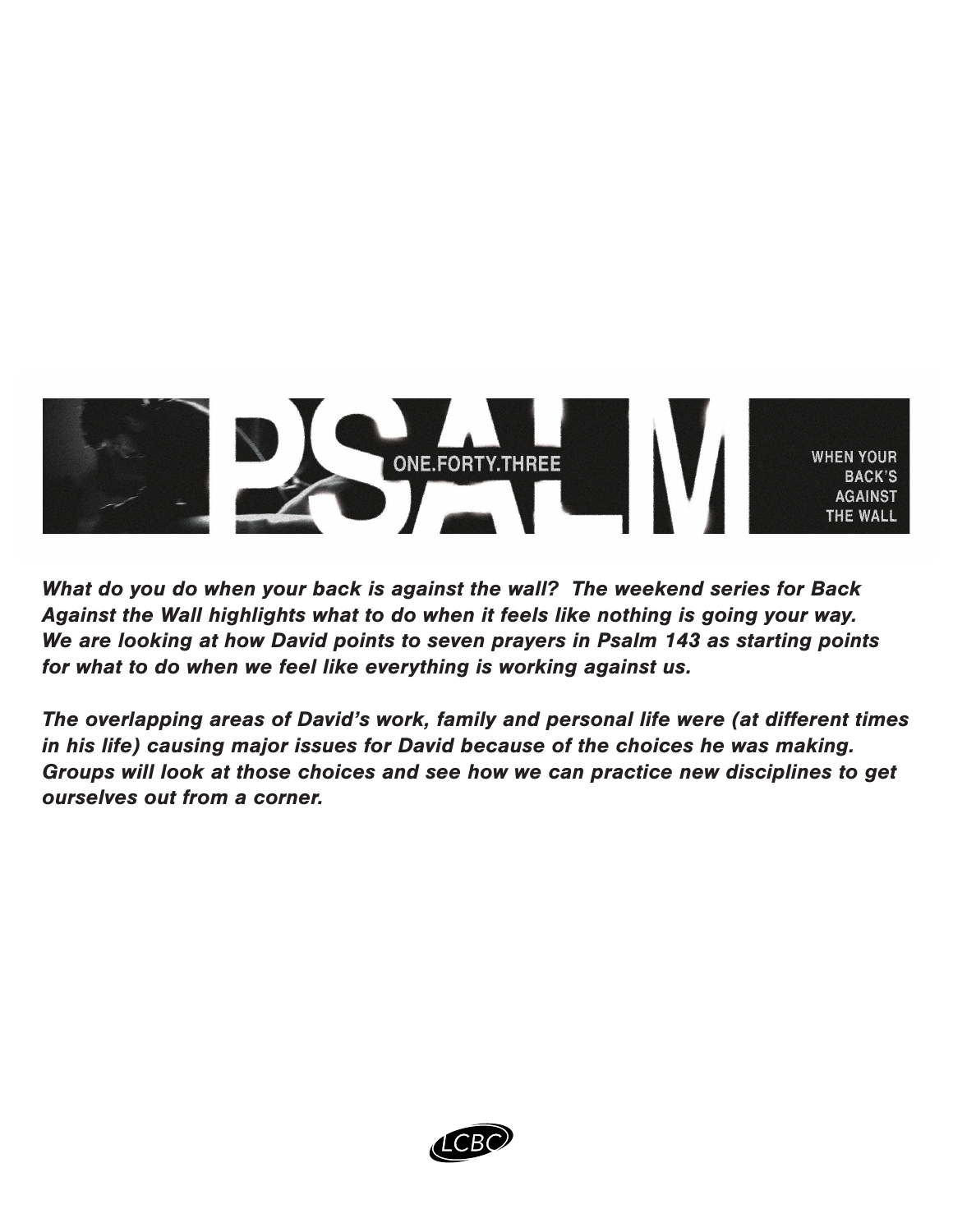# PSALM ONE.FORTY.THREE

## WHEN YOUR BACK'S AGAINST THE WALL

***What do you do when your back is against the wall? The weekend series for Back Against the Wall highlights what to do when it feels like nothing is going your way. We are looking at how David points to seven prayers in Psalm 143 as starting points for what to do when we feel like everything is working against us.***

***The overlapping areas of David's work, family and personal life were (at different times in his life) causing major issues for David because of the choices he was making. Groups will look at those choices and see how we can practice new disciplines to get ourselves out from a corner.***

LCBC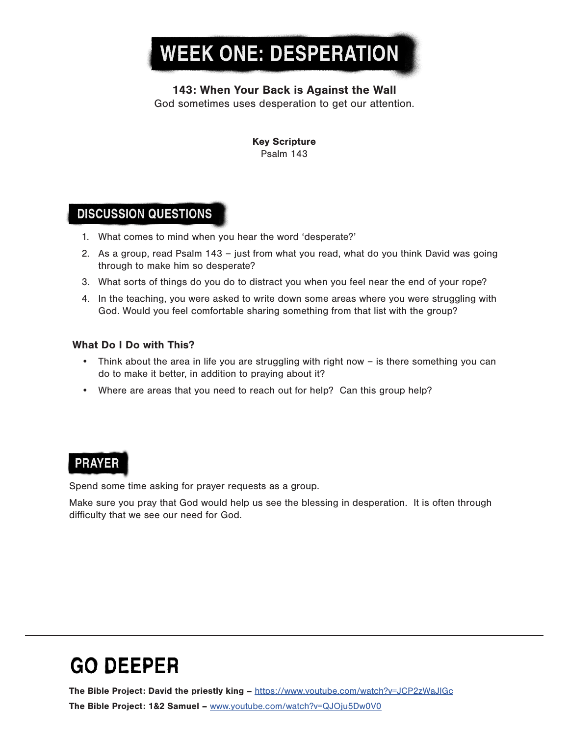# WEEK ONE: DESPERATION

**143: When Your Back is Against the Wall**
God sometimes uses desperation to get our attention.

**Key Scripture**
Psalm 143

## DISCUSSION QUESTIONS

1. What comes to mind when you hear the word 'desperate?'
2. As a group, read Psalm 143 – just from what you read, what do you think David was going through to make him so desperate?
3. What sorts of things do you do to distract you when you feel near the end of your rope?
4. In the teaching, you were asked to write down some areas where you were struggling with God. Would you feel comfortable sharing something from that list with the group?

### What Do I Do with This?

- Think about the area in life you are struggling with right now – is there something you can do to make it better, in addition to praying about it?
- Where are areas that you need to reach out for help? Can this group help?

## PRAYER

Spend some time asking for prayer requests as a group.

Make sure you pray that God would help us see the blessing in desperation. It is often through difficulty that we see our need for God.

---

## GO DEEPER

**The Bible Project: David the priestly king –** https://www.youtube.com/watch?v=JCP2zWaJIGc

**The Bible Project: 1&2 Samuel –** www.youtube.com/watch?v=QJOju5Dw0V0